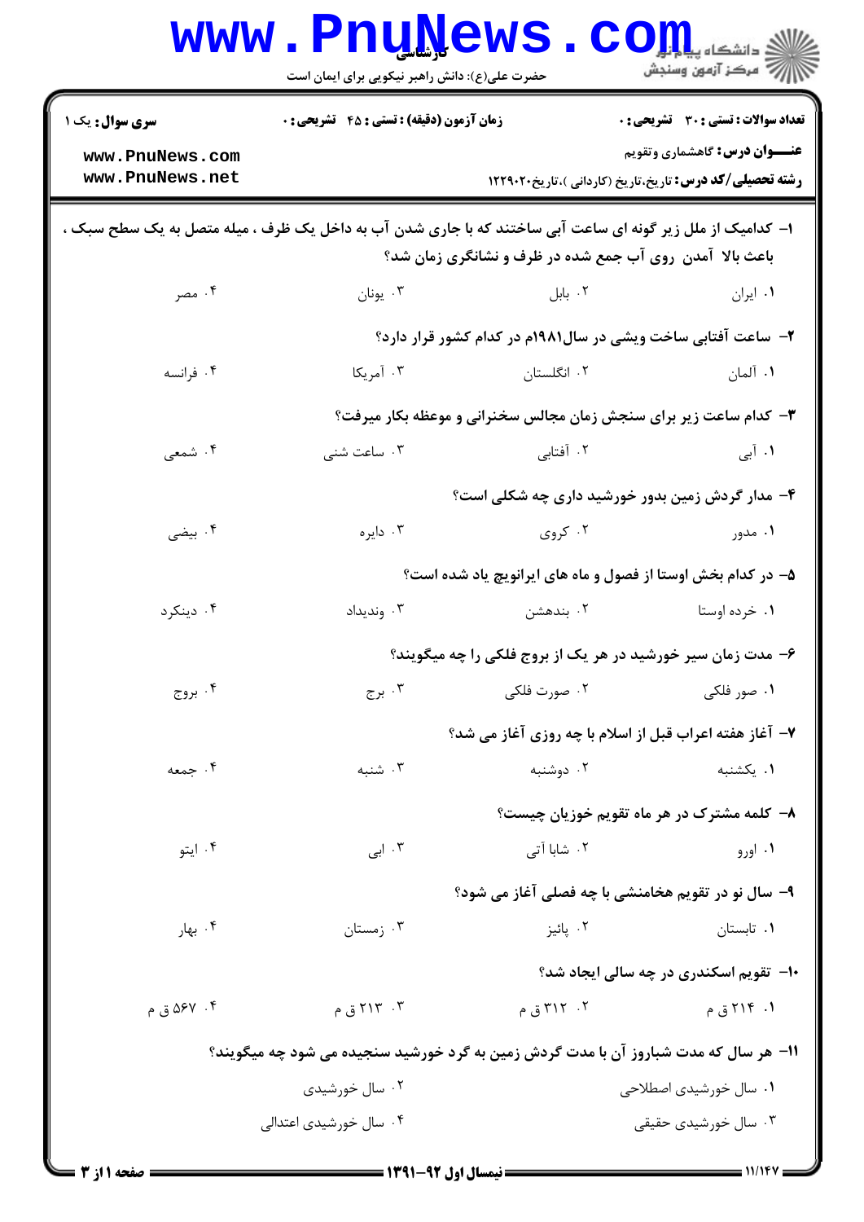**سری سوال:** یک ۱

**زمان آزمون (دقیقه) : تستی : ۴۵ تشریحی : ۰**

**تعداد سوالات : تستی : ۳۰ تشریحی : ۰**

**عنـــوان درس:** گاهشماری وتقویم

**رشته تحصیلی/کد درس:** تاریخ،تاریخ (کاردانی )،تاریخ۱۲۲۹۰۲۰

۱- کدامیک از ملل زیر گونه ای ساعت آبی ساختند که با جاری شدن آب به داخل یک ظرف ، میله متصل به یک سطح سبک ، باعث بالا آمدن روی آب جمع شده در ظرف و نشانگری زمان شد؟

۱. ایران ۲. بابل ۳. یونان ۴. مصر

۲- ساعت آفتابی ساخت ویشی در سال۱۹۸۱م در کدام کشور قرار دارد؟

۱. آلمان ۲. انگلستان ۳. آمریکا ۴. فرانسه

۳- کدام ساعت زیر برای سنجش زمان مجالس سخنرانی و موعظه بکار میرفت؟

۱. آبی ۲. آفتابی ۳. ساعت شنی ۴. شمعی

۴- مدار گردش زمین بدور خورشید داری چه شکلی است؟

۱. مدور ۲. کروی ۳. دایره ۴. بیضی

۵- در کدام بخش اوستا از فصول و ماه های ایرانویچ یاد شده است؟

۱. خرده اوستا ۲. بندهشن ۳. وندیداد ۴. دینکرد

۶- مدت زمان سیر خورشید در هر یک از بروج فلکی را چه میگویند؟

۱. صور فلکی ۲. صورت فلکی ۳. برج ۴. بروج

۷- آغاز هفته اعراب قبل از اسلام با چه روزی آغاز می شد؟

۱. یکشنبه ۲. دوشنبه ۳. شنبه ۴. جمعه

۸- کلمه مشترک در هر ماه تقویم خوزیان چیست؟

۱. اورو ۲. شابا آتی ۳. ابی ۴. ایتو

۹- سال نو در تقویم هخامنشی با چه فصلی آغاز می شود؟

۱. تابستان ۲. پائیز ۳. زمستان ۴. بهار

۱۰- تقویم اسکندری در چه سالی ایجاد شد؟

۱. ۲۱۴ ق م ۲. ۳۱۲ ق م ۳. ۲۱۳ ق م ۴. ۵۶۷ ق م

۱۱- هر سال که مدت شباروز آن با مدت گردش زمین به گرد خورشید سنجیده می شود چه میگویند؟

۱. سال خورشیدی اصطلاحی ۲. سال خورشیدی

۳. سال خورشیدی حقیقی ۴. سال خورشیدی اعتدالی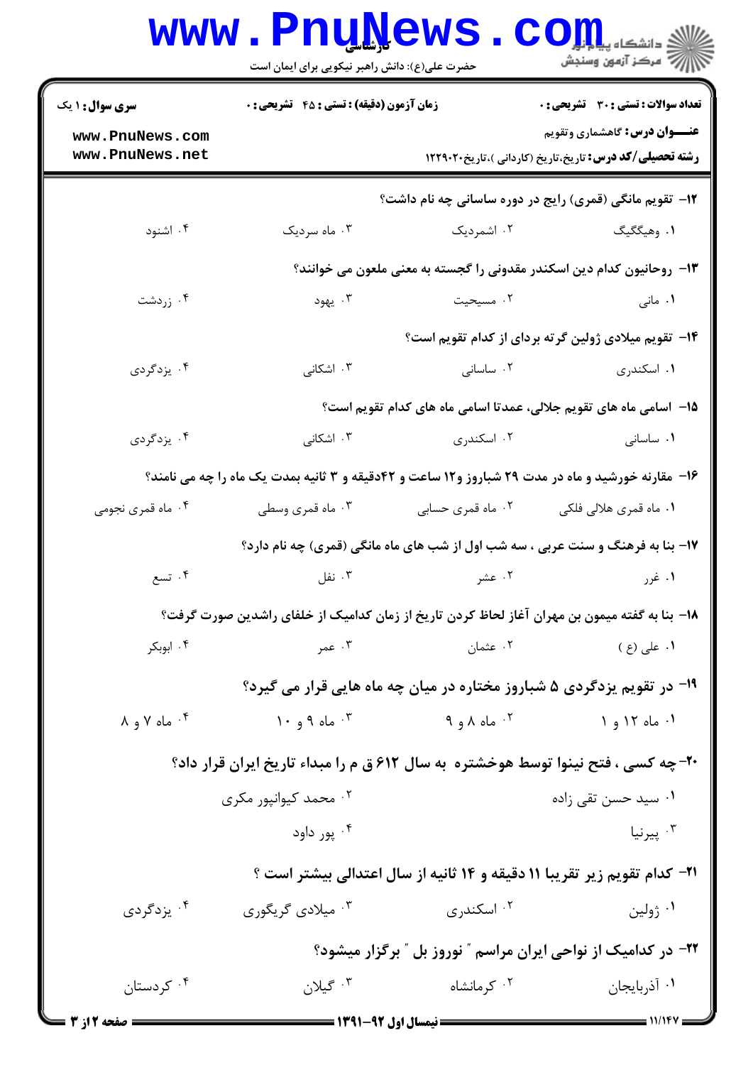**سری سوال:** ۱ یک

**زمان آزمون (دقیقه) : تستی : ۴۵ تشریحی : ۰**

**تعداد سوالات : تستی : ۳۰ تشریحی : ۰**

**عنـــوان درس:** گاهشماری وتقویم

**رشته تحصیلی/کد درس:** تاریخ،تاریخ (کاردانی )،تاریخ۱۲۲۹۰۲۰

۱۲- تقویم مانگی (قمری) رایج در دوره ساسانی چه نام داشت؟

۱. وهیگیگ ۲. اشمردیک ۳. ماه سردیک ۴. اشنود

۱۳- روحانیون کدام دین اسکندر مقدونی را گجسته به معنی ملعون می خوانند؟

۱. مانی ۲. مسیحیت ۳. یهود ۴. زردشت

۱۴- تقویم میلادی ژولین گرته بردای از کدام تقویم است؟

۱. اسکندری ۲. ساسانی ۳. اشکانی ۴. یزدگردی

۱۵- اسامی ماه های تقویم جلالی، عمدتا اسامی ماه های کدام تقویم است؟

۱. ساسانی ۲. اسکندری ۳. اشکانی ۴. یزدگردی

۱۶- مقارنه خورشید و ماه در مدت ۲۹ شباروز و۱۲ ساعت و ۴۲دقیقه و ۳ ثانیه بمدت یک ماه را چه می نامند؟

۱. ماه قمری هلالی فلکی ۲. ماه قمری حسابی ۳. ماه قمری وسطی ۴. ماه قمری نجومی

۱۷- بنا به فرهنگ و سنت عربی ، سه شب اول از شب های ماه مانگی (قمری) چه نام دارد؟

۱. غرر ۲. عشر ۳. نفل ۴. تسع

۱۸- بنا به گفته میمون بن مهران آغاز لحاظ کردن تاریخ از زمان کدامیک از خلفای راشدین صورت گرفت؟

۱. علی (ع ) ۲. عثمان ۳. عمر ۴. ابوبکر

۱۹- در تقویم یزدگردی ۵ شباروز مختاره در میان چه ماه هایی قرار می گیرد؟

۱. ماه ۱۲ و ۱ ۲. ماه ۸ و ۹ ۳. ماه ۹ و ۱۰ ۴. ماه ۷ و ۸

۲۰-چه کسی ، فتح نینوا توسط هوخشتره به سال ۶۱۲ ق م را مبداء تاریخ ایران قرار داد؟

۱. سید حسن تقی زاده ۲. محمد کیوانپور مکری ۳. پیرنیا ۴. پور داود

۲۱- کدام تقویم زیر تقریبا ۱۱ دقیقه و ۱۴ ثانیه از سال اعتدالی بیشتر است ؟

۱. ژولین ۲. اسکندری ۳. میلادی گریگوری ۴. یزدگردی

۲۲- در کدامیک از نواحی ایران مراسم " نوروز بل " برگزار میشود؟

۱. آذربایجان ۲. کرمانشاه ۳. گیلان ۴. کردستان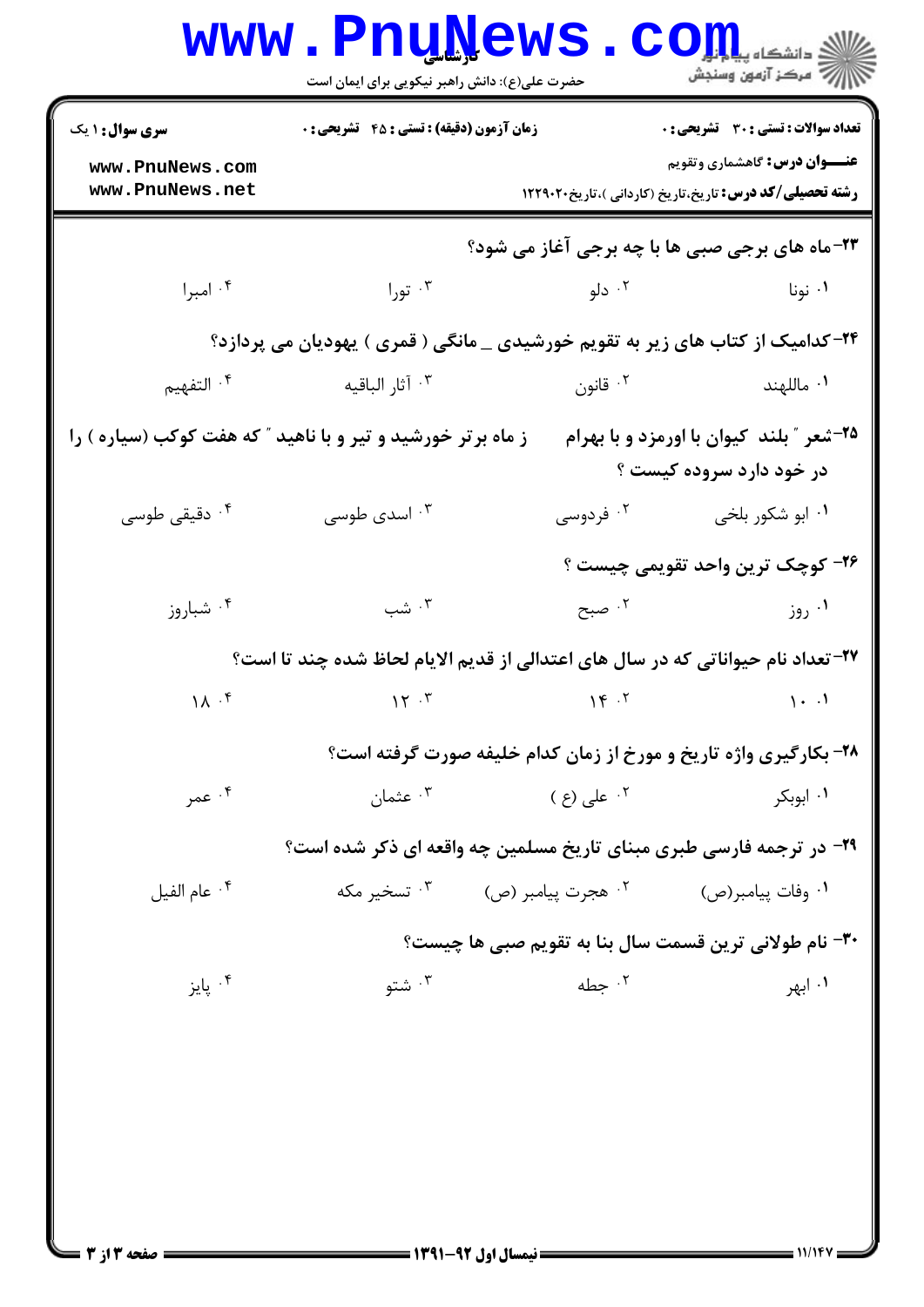۲۳- ماه های برجی صبی ها با چه برجی آغاز می شود؟

۱. نونا　　۲. دلو　　۳. تورا　　۴. امبرا

۲۴- کدامیک از کتاب های زیر به تقویم خورشیدی _ مانگی ( قمری ) یهودیان می پردازد؟

۱. مالللهند　　۲. قانون　　۳. آثار الباقیه　　۴. التفهیم

۲۵- شعر " بلند کیوان با اورمزد و با بهرام　　ز ماه برتر خورشید و تیر و با ناهید " که هفت کوکب (سیاره ) را در خود دارد سروده کیست ؟

۱. ابو شکور بلخی　　۲. فردوسی　　۳. اسدی طوسی　　۴. دقیقی طوسی

۲۶- کوچک ترین واحد تقویمی چیست ؟

۱. روز　　۲. صبح　　۳. شب　　۴. شباروز

۲۷- تعداد نام حیواناتی که در سال های اعتدالی از قدیم الایام لحاظ شده چند تا است؟

۱. ۱۰　　۲. ۱۴　　۳. ۱۲　　۴. ۱۸

۲۸- بکارگیری واژه تاریخ و مورخ از زمان کدام خلیفه صورت گرفته است؟

۱. ابوبکر　　۲. علی (ع)　　۳. عثمان　　۴. عمر

۲۹- در ترجمه فارسی طبری مبنای تاریخ مسلمین چه واقعه ای ذکر شده است؟

۱. وفات پیامبر(ص)　　۲. هجرت پیامبر (ص)　　۳. تسخیر مکه　　۴. عام الفیل

۳۰- نام طولانی ترین قسمت سال بنا به تقویم صبی ها چیست؟

۱. ابهر　　۲. جطه　　۳. شتو　　۴. پایز